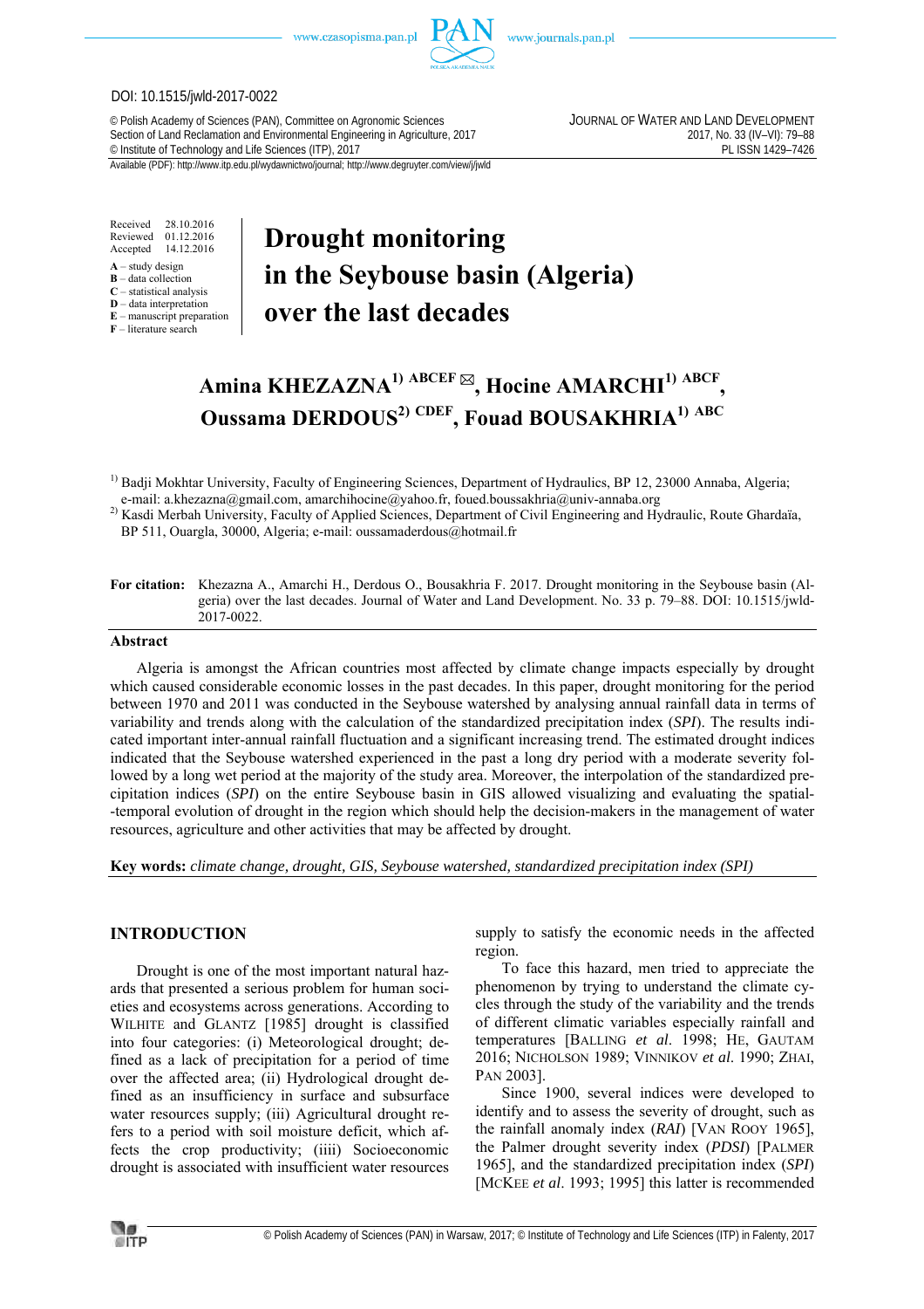DOI: 10.1515/jwld-2017-0022

© Polish Academy of Sciences (PAN), Committee on Agronomic Sciences
Section of Land Reclamation and Environmental Engineering in Agriculture, 2017
© Institute of Technology and Life Sciences (ITP), 2017

JOURNAL OF WATER AND LAND DEVELOPMENT
2017, No. 33 (IV–VI): 79–88
PL ISSN 1429–7426

Available (PDF): http://www.itp.edu.pl/wydawnictwo/journal; http://www.degruyter.com/view/j/jwld

Received 28.10.2016
Reviewed 01.12.2016
Accepted 14.12.2016

**A** – study design
**B** – data collection
**C** – statistical analysis
**D** – data interpretation
**E** – manuscript preparation
**F** – literature search

# Drought monitoring in the Seybouse basin (Algeria) over the last decades

**Amina KHEZAZNA[1] ABCEF ✉, Hocine AMARCHI[1] ABCF, Oussama DERDOUS[2] CDEF, Fouad BOUSAKHRIA[1] ABC**

[1] Badji Mokhtar University, Faculty of Engineering Sciences, Department of Hydraulics, BP 12, 23000 Annaba, Algeria; e-mail: a.khezazna@gmail.com, amarchihocine@yahoo.fr, foued.boussakhria@univ-annaba.org

[2] Kasdi Merbah University, Faculty of Applied Sciences, Department of Civil Engineering and Hydraulic, Route Ghardaïa, BP 511, Ouargla, 30000, Algeria; e-mail: oussamaderdous@hotmail.fr

**For citation:** Khezazna A., Amarchi H., Derdous O., Bousakhria F. 2017. Drought monitoring in the Seybouse basin (Algeria) over the last decades. Journal of Water and Land Development. No. 33 p. 79–88. DOI: 10.1515/jwld-2017-0022.

## Abstract

Algeria is amongst the African countries most affected by climate change impacts especially by drought which caused considerable economic losses in the past decades. In this paper, drought monitoring for the period between 1970 and 2011 was conducted in the Seybouse watershed by analysing annual rainfall data in terms of variability and trends along with the calculation of the standardized precipitation index (*SPI*). The results indicated important inter-annual rainfall fluctuation and a significant increasing trend. The estimated drought indices indicated that the Seybouse watershed experienced in the past a long dry period with a moderate severity followed by a long wet period at the majority of the study area. Moreover, the interpolation of the standardized precipitation indices (*SPI*) on the entire Seybouse basin in GIS allowed visualizing and evaluating the spatial-temporal evolution of drought in the region which should help the decision-makers in the management of water resources, agriculture and other activities that may be affected by drought.

**Key words:** *climate change, drought, GIS, Seybouse watershed, standardized precipitation index (SPI)*

## INTRODUCTION

Drought is one of the most important natural hazards that presented a serious problem for human societies and ecosystems across generations. According to WILHITE and GLANTZ [1985] drought is classified into four categories: (i) Meteorological drought; defined as a lack of precipitation for a period of time over the affected area; (ii) Hydrological drought defined as an insufficiency in surface and subsurface water resources supply; (iii) Agricultural drought refers to a period with soil moisture deficit, which affects the crop productivity; (iiii) Socioeconomic drought is associated with insufficient water resources supply to satisfy the economic needs in the affected region.

To face this hazard, men tried to appreciate the phenomenon by trying to understand the climate cycles through the study of the variability and the trends of different climatic variables especially rainfall and temperatures [BALLING *et al*. 1998; HE, GAUTAM 2016; NICHOLSON 1989; VINNIKOV *et al*. 1990; ZHAI, PAN 2003].

Since 1900, several indices were developed to identify and to assess the severity of drought, such as the rainfall anomaly index (*RAI*) [VAN ROOY 1965], the Palmer drought severity index (*PDSI*) [PALMER 1965], and the standardized precipitation index (*SPI*) [MCKEE *et al*. 1993; 1995] this latter is recommended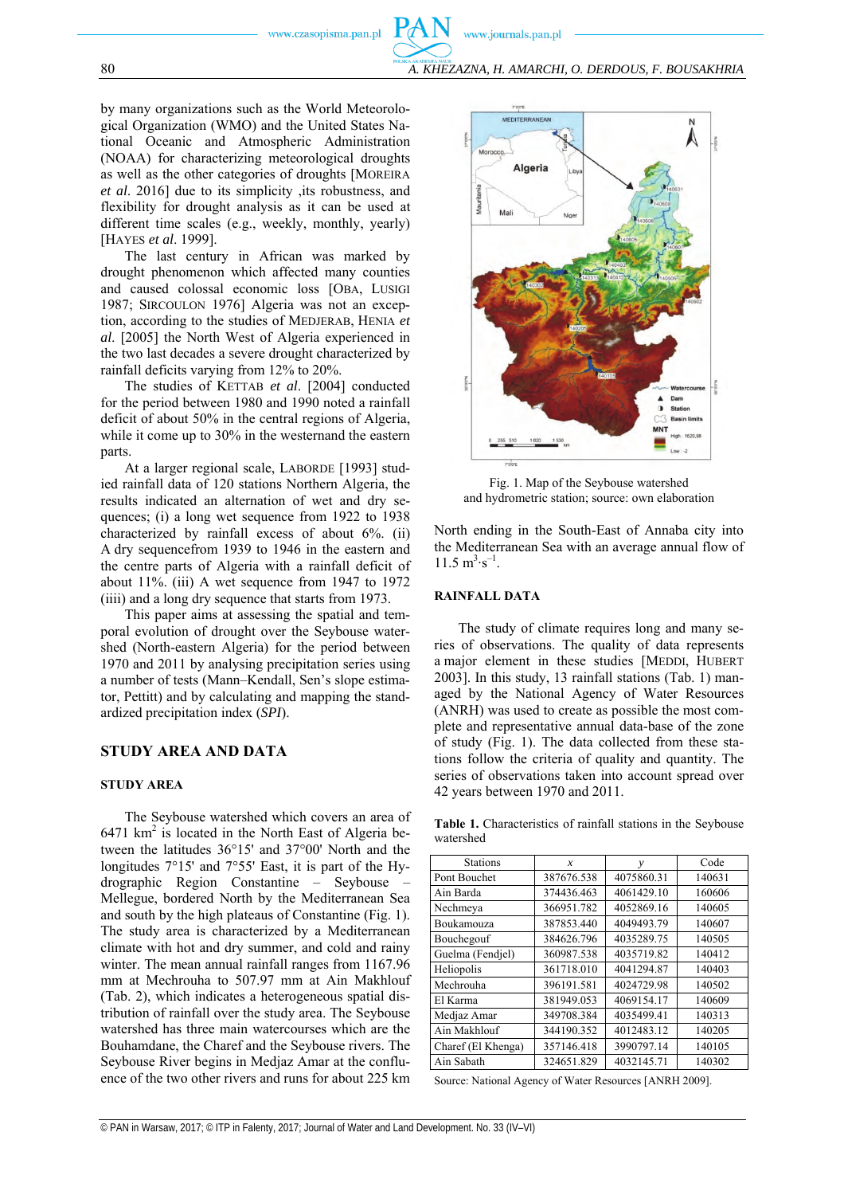by many organizations such as the World Meteorological Organization (WMO) and the United States National Oceanic and Atmospheric Administration (NOAA) for characterizing meteorological droughts as well as the other categories of droughts [MOREIRA *et al*. 2016] due to its simplicity ,its robustness, and flexibility for drought analysis as it can be used at different time scales (e.g., weekly, monthly, yearly) [HAYES *et al*. 1999].

The last century in African was marked by drought phenomenon which affected many counties and caused colossal economic loss [OBA, LUSIGI 1987; SIRCOULON 1976] Algeria was not an exception, according to the studies of MEDJERAB, HENIA *et al*. [2005] the North West of Algeria experienced in the two last decades a severe drought characterized by rainfall deficits varying from 12% to 20%.

The studies of KETTAB *et al*. [2004] conducted for the period between 1980 and 1990 noted a rainfall deficit of about 50% in the central regions of Algeria, while it come up to 30% in the westernand the eastern parts.

At a larger regional scale, LABORDE [1993] studied rainfall data of 120 stations Northern Algeria, the results indicated an alternation of wet and dry sequences; (i) a long wet sequence from 1922 to 1938 characterized by rainfall excess of about 6%. (ii) A dry sequencefrom 1939 to 1946 in the eastern and the centre parts of Algeria with a rainfall deficit of about 11%. (iii) A wet sequence from 1947 to 1972 (iiii) and a long dry sequence that starts from 1973.

This paper aims at assessing the spatial and temporal evolution of drought over the Seybouse watershed (North-eastern Algeria) for the period between 1970 and 2011 by analysing precipitation series using a number of tests (Mann–Kendall, Sen's slope estimator, Pettitt) and by calculating and mapping the standardized precipitation index (*SPI*).

## STUDY AREA AND DATA

### STUDY AREA

The Seybouse watershed which covers an area of 6471 km$^2$ is located in the North East of Algeria between the latitudes 36°15' and 37°00' North and the longitudes 7°15' and 7°55' East, it is part of the Hydrographic Region Constantine – Seybouse – Mellegue, bordered North by the Mediterranean Sea and south by the high plateaus of Constantine (Fig. 1). The study area is characterized by a Mediterranean climate with hot and dry summer, and cold and rainy winter. The mean annual rainfall ranges from 1167.96 mm at Mechrouha to 507.97 mm at Ain Makhlouf (Tab. 2), which indicates a heterogeneous spatial distribution of rainfall over the study area. The Seybouse watershed has three main watercourses which are the Bouhamdane, the Charef and the Seybouse rivers. The Seybouse River begins in Medjaz Amar at the confluence of the two other rivers and runs for about 225 km North ending in the South-East of Annaba city into the Mediterranean Sea with an average annual flow of 11.5 m$^3$·s$^{-1}$.

Fig. 1. Map of the Seybouse watershed and hydrometric station; source: own elaboration

### RAINFALL DATA

The study of climate requires long and many series of observations. The quality of data represents a major element in these studies [MEDDI, HUBERT 2003]. In this study, 13 rainfall stations (Tab. 1) managed by the National Agency of Water Resources (ANRH) was used to create as possible the most complete and representative annual data-base of the zone of study (Fig. 1). The data collected from these stations follow the criteria of quality and quantity. The series of observations taken into account spread over 42 years between 1970 and 2011.

**Table 1.** Characteristics of rainfall stations in the Seybouse watershed

| Stations | *x* | *y* | Code |
|---|---|---|---|
| Pont Bouchet | 387676.538 | 4075860.31 | 140631 |
| Ain Barda | 374436.463 | 4061429.10 | 160606 |
| Nechmeya | 366951.782 | 4052869.16 | 140605 |
| Boukamouza | 387853.440 | 4049493.79 | 140607 |
| Bouchegouf | 384626.796 | 4035289.75 | 140505 |
| Guelma (Fendjel) | 360987.538 | 4035719.82 | 140412 |
| Heliopolis | 361718.010 | 4041294.87 | 140403 |
| Mechrouha | 396191.581 | 4024729.98 | 140502 |
| El Karma | 381949.053 | 4069154.17 | 140609 |
| Medjaz Amar | 349708.384 | 4035499.41 | 140313 |
| Ain Makhlouf | 344190.352 | 4012483.12 | 140205 |
| Charef (El Khenga) | 357146.418 | 3990797.14 | 140105 |
| Ain Sabath | 324651.829 | 4032145.71 | 140302 |

Source: National Agency of Water Resources [ANRH 2009].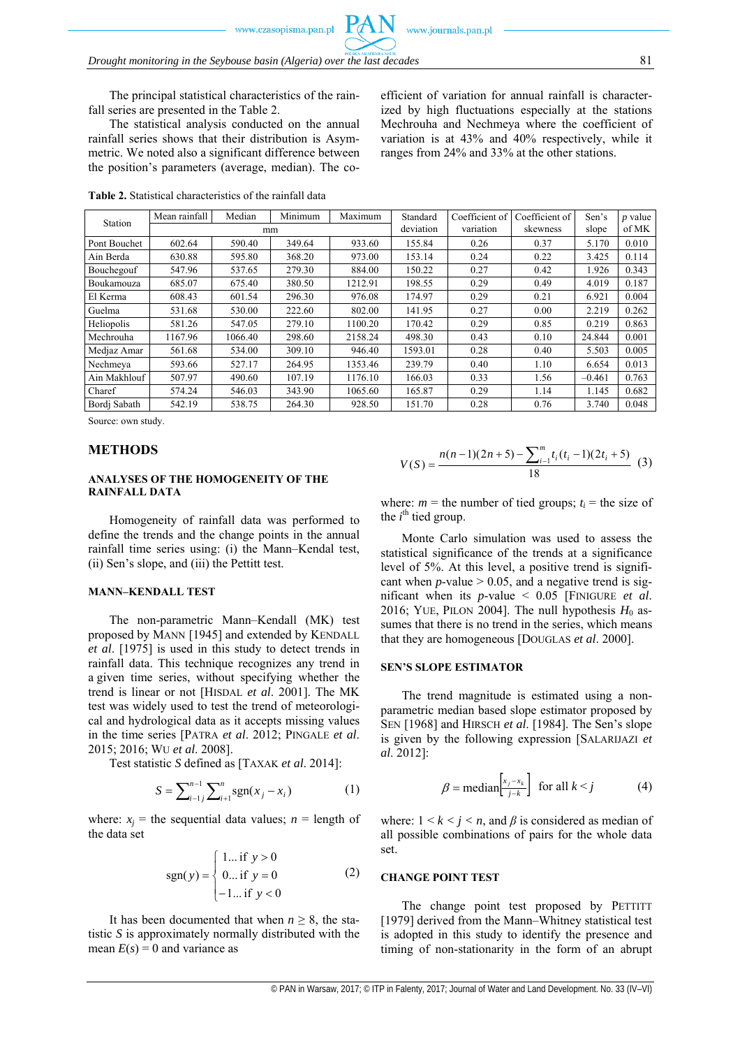The principal statistical characteristics of the rainfall series are presented in the Table 2.

The statistical analysis conducted on the annual rainfall series shows that their distribution is Asymmetric. We noted also a significant difference between the position's parameters (average, median). The coefficient of variation for annual rainfall is characterized by high fluctuations especially at the stations Mechrouha and Nechmeya where the coefficient of variation is at 43% and 40% respectively, while it ranges from 24% and 33% at the other stations.

**Table 2.** Statistical characteristics of the rainfall data

| Station | Mean rainfall | Median | Minimum | Maximum | Standard deviation | Coefficient of variation | Coefficient of skewness | Sen's slope | *p* value of MK |
|---|---|---|---|---|---|---|---|---|---|
| | mm | | | | | | | | |
| Pont Bouchet | 602.64 | 590.40 | 349.64 | 933.60 | 155.84 | 0.26 | 0.37 | 5.170 | 0.010 |
| Ain Berda | 630.88 | 595.80 | 368.20 | 973.00 | 153.14 | 0.24 | 0.22 | 3.425 | 0.114 |
| Bouchegouf | 547.96 | 537.65 | 279.30 | 884.00 | 150.22 | 0.27 | 0.42 | 1.926 | 0.343 |
| Boukamouza | 685.07 | 675.40 | 380.50 | 1212.91 | 198.55 | 0.29 | 0.49 | 4.019 | 0.187 |
| El Kerma | 608.43 | 601.54 | 296.30 | 976.08 | 174.97 | 0.29 | 0.21 | 6.921 | 0.004 |
| Guelma | 531.68 | 530.00 | 222.60 | 802.00 | 141.95 | 0.27 | 0.00 | 2.219 | 0.262 |
| Heliopolis | 581.26 | 547.05 | 279.10 | 1100.20 | 170.42 | 0.29 | 0.85 | 0.219 | 0.863 |
| Mechrouha | 1167.96 | 1066.40 | 298.60 | 2158.24 | 498.30 | 0.43 | 0.10 | 24.844 | 0.001 |
| Medjaz Amar | 561.68 | 534.00 | 309.10 | 946.40 | 1593.01 | 0.28 | 0.40 | 5.503 | 0.005 |
| Nechmeya | 593.66 | 527.17 | 264.95 | 1353.46 | 239.79 | 0.40 | 1.10 | 6.654 | 0.013 |
| Ain Makhlouf | 507.97 | 490.60 | 107.19 | 1176.10 | 166.03 | 0.33 | 1.56 | –0.461 | 0.763 |
| Charef | 574.24 | 546.03 | 343.90 | 1065.60 | 165.87 | 0.29 | 1.14 | 1.145 | 0.682 |
| Bordj Sabath | 542.19 | 538.75 | 264.30 | 928.50 | 151.70 | 0.28 | 0.76 | 3.740 | 0.048 |

Source: own study.

## METHODS

### ANALYSES OF THE HOMOGENEITY OF THE RAINFALL DATA

Homogeneity of rainfall data was performed to define the trends and the change points in the annual rainfall time series using: (i) the Mann–Kendal test, (ii) Sen's slope, and (iii) the Pettitt test.

### MANN–KENDALL TEST

The non-parametric Mann–Kendall (MK) test proposed by MANN [1945] and extended by KENDALL *et al*. [1975] is used in this study to detect trends in rainfall data. This technique recognizes any trend in a given time series, without specifying whether the trend is linear or not [HISDAL *et al*. 2001]. The MK test was widely used to test the trend of meteorological and hydrological data as it accepts missing values in the time series [PATRA *et al*. 2012; PINGALE *et al*. 2015; 2016; WU *et al*. 2008].

Test statistic $S$ defined as [TAXAK *et al*. 2014]:

$$S = \sum_{i-1j}^{n-1} \sum_{i+1}^{n} \operatorname{sgn}(x_j - x_i) \quad (1)$$

where: $x_j$ = the sequential data values; $n$ = length of the data set

$$\operatorname{sgn}(y) = \begin{cases} 1 \ldots \text{if } y > 0 \\ 0 \ldots \text{if } y = 0 \\ -1 \ldots \text{if } y < 0 \end{cases} \quad (2)$$

It has been documented that when $n \geq 8$, the statistic $S$ is approximately normally distributed with the mean $E(s) = 0$ and variance as

$$V(S) = \frac{n(n-1)(2n+5) - \sum_{i-1}^{m} t_i (t_i - 1)(2t_i + 5)}{18} \quad (3)$$

where: $m$ = the number of tied groups; $t_i$ = the size of the $i^{th}$ tied group.

Monte Carlo simulation was used to assess the statistical significance of the trends at a significance level of 5%. At this level, a positive trend is significant when $p$-value > 0.05, and a negative trend is significant when its $p$-value < 0.05 [FINIGURE *et al*. 2016; YUE, PILON 2004]. The null hypothesis $H_0$ assumes that there is no trend in the series, which means that they are homogeneous [DOUGLAS *et al*. 2000].

### SEN'S SLOPE ESTIMATOR

The trend magnitude is estimated using a non-parametric median based slope estimator proposed by SEN [1968] and HIRSCH *et al*. [1984]. The Sen's slope is given by the following expression [SALARIJAZI *et al*. 2012]:

$$\beta = \operatorname{median}\left[\frac{x_j - x_k}{j-k}\right] \text{ for all } k < j \quad (4)$$

where: $1 < k < j < n$, and $\beta$ is considered as median of all possible combinations of pairs for the whole data set.

### CHANGE POINT TEST

The change point test proposed by PETTITT [1979] derived from the Mann–Whitney statistical test is adopted in this study to identify the presence and timing of non-stationarity in the form of an abrupt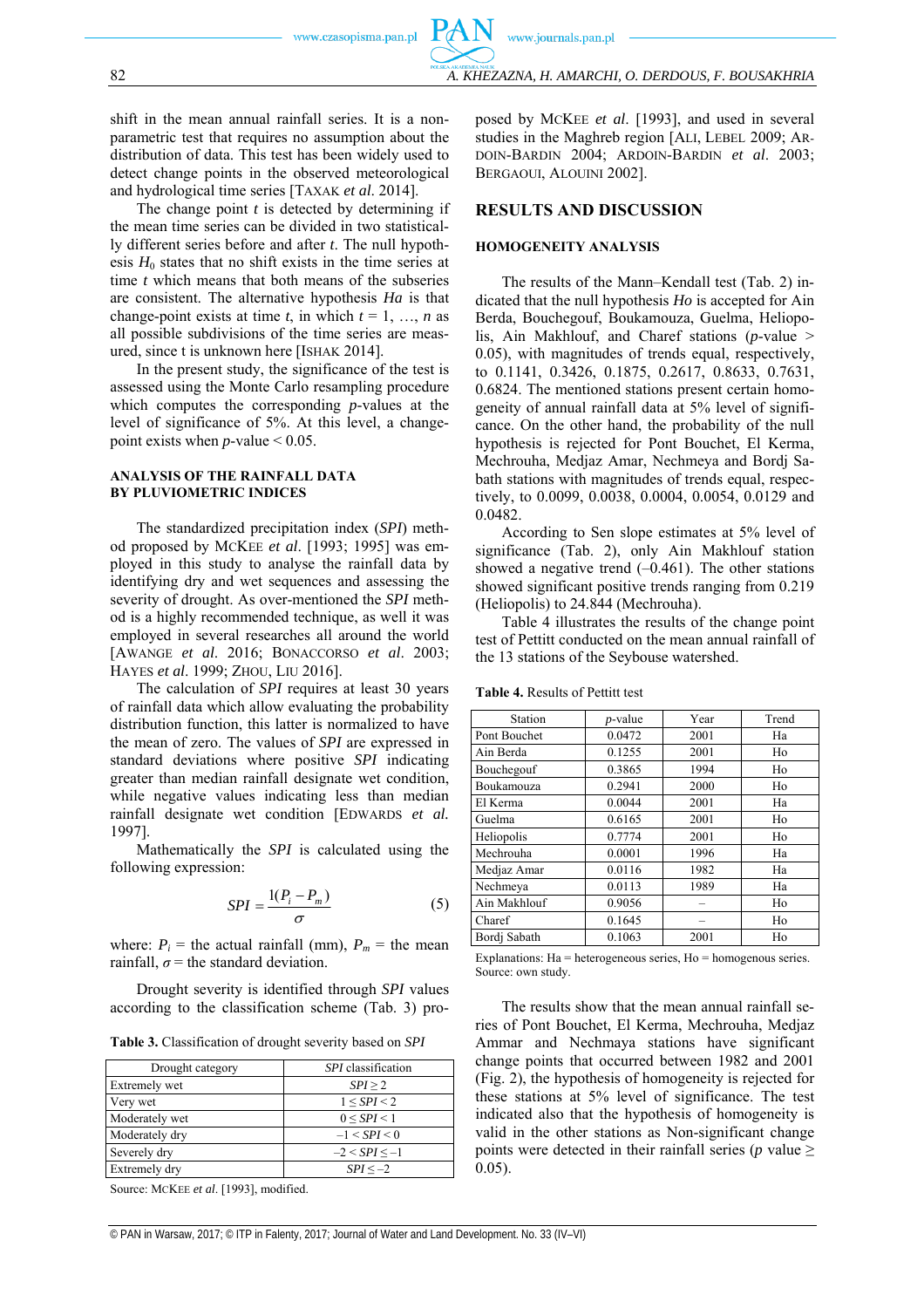shift in the mean annual rainfall series. It is a non-parametric test that requires no assumption about the distribution of data. This test has been widely used to detect change points in the observed meteorological and hydrological time series [TAXAK *et al*. 2014].

The change point *t* is detected by determining if the mean time series can be divided in two statistically different series before and after *t*. The null hypothesis $H_0$ states that no shift exists in the time series at time *t* which means that both means of the subseries are consistent. The alternative hypothesis *Ha* is that change-point exists at time *t*, in which $t = 1, \ldots, n$ as all possible subdivisions of the time series are measured, since t is unknown here [ISHAK 2014].

In the present study, the significance of the test is assessed using the Monte Carlo resampling procedure which computes the corresponding *p*-values at the level of significance of 5%. At this level, a change-point exists when *p*-value < 0.05.

### ANALYSIS OF THE RAINFALL DATA BY PLUVIOMETRIC INDICES

The standardized precipitation index (*SPI*) method proposed by MCKEE *et al*. [1993; 1995] was employed in this study to analyse the rainfall data by identifying dry and wet sequences and assessing the severity of drought. As over-mentioned the *SPI* method is a highly recommended technique, as well it was employed in several researches all around the world [AWANGE *et al.* 2016; BONACCORSO *et al*. 2003; HAYES *et al*. 1999; ZHOU, LIU 2016].

The calculation of *SPI* requires at least 30 years of rainfall data which allow evaluating the probability distribution function, this latter is normalized to have the mean of zero. The values of *SPI* are expressed in standard deviations where positive *SPI* indicating greater than median rainfall designate wet condition, while negative values indicating less than median rainfall designate wet condition [EDWARDS *et al.* 1997].

Mathematically the *SPI* is calculated using the following expression:

$$SPI = \frac{1(P_i - P_m)}{\sigma} \tag{5}$$

where: $P_i$ = the actual rainfall (mm), $P_m$ = the mean rainfall, $\sigma$ = the standard deviation.

Drought severity is identified through *SPI* values according to the classification scheme (Tab. 3) proposed by MCKEE *et al*. [1993], and used in several studies in the Maghreb region [ALI, LEBEL 2009; ARDOIN-BARDIN 2004; ARDOIN-BARDIN *et al*. 2003; BERGAOUI, ALOUINI 2002].

**Table 3.** Classification of drought severity based on *SPI*

| Drought category | *SPI* classification |
|---|---|
| Extremely wet | $SPI \geq 2$ |
| Very wet | $1 \leq SPI < 2$ |
| Moderately wet | $0 \leq SPI < 1$ |
| Moderately dry | $-1 < SPI < 0$ |
| Severely dry | $-2 < SPI \leq -1$ |
| Extremely dry | $SPI \leq -2$ |

Source: MCKEE *et al*. [1993], modified.

## RESULTS AND DISCUSSION

### HOMOGENEITY ANALYSIS

The results of the Mann–Kendall test (Tab. 2) indicated that the null hypothesis *Ho* is accepted for Ain Berda, Bouchegouf, Boukamouza, Guelma, Heliopolis, Ain Makhlouf, and Charef stations (*p*-value > 0.05), with magnitudes of trends equal, respectively, to 0.1141, 0.3426, 0.1875, 0.2617, 0.8633, 0.7631, 0.6824. The mentioned stations present certain homogeneity of annual rainfall data at 5% level of significance. On the other hand, the probability of the null hypothesis is rejected for Pont Bouchet, El Kerma, Mechrouha, Medjaz Amar, Nechmeya and Bordj Sabath stations with magnitudes of trends equal, respectively, to 0.0099, 0.0038, 0.0004, 0.0054, 0.0129 and 0.0482.

According to Sen slope estimates at 5% level of significance (Tab. 2), only Ain Makhlouf station showed a negative trend (–0.461). The other stations showed significant positive trends ranging from 0.219 (Heliopolis) to 24.844 (Mechrouha).

Table 4 illustrates the results of the change point test of Pettitt conducted on the mean annual rainfall of the 13 stations of the Seybouse watershed.

**Table 4.** Results of Pettitt test

| Station | *p*-value | Year | Trend |
|---|---|---|---|
| Pont Bouchet | 0.0472 | 2001 | Ha |
| Ain Berda | 0.1255 | 2001 | Ho |
| Bouchegouf | 0.3865 | 1994 | Ho |
| Boukamouza | 0.2941 | 2000 | Ho |
| El Kerma | 0.0044 | 2001 | Ha |
| Guelma | 0.6165 | 2001 | Ho |
| Heliopolis | 0.7774 | 2001 | Ho |
| Mechrouha | 0.0001 | 1996 | Ha |
| Medjaz Amar | 0.0116 | 1982 | Ha |
| Nechmeya | 0.0113 | 1989 | Ha |
| Ain Makhlouf | 0.9056 | – | Ho |
| Charef | 0.1645 | – | Ho |
| Bordj Sabath | 0.1063 | 2001 | Ho |

Explanations: Ha = heterogeneous series, Ho = homogenous series.
Source: own study.

The results show that the mean annual rainfall series of Pont Bouchet, El Kerma, Mechrouha, Medjaz Ammar and Nechmaya stations have significant change points that occurred between 1982 and 2001 (Fig. 2), the hypothesis of homogeneity is rejected for these stations at 5% level of significance. The test indicated also that the hypothesis of homogeneity is valid in the other stations as Non-significant change points were detected in their rainfall series (*p* value ≥ 0.05).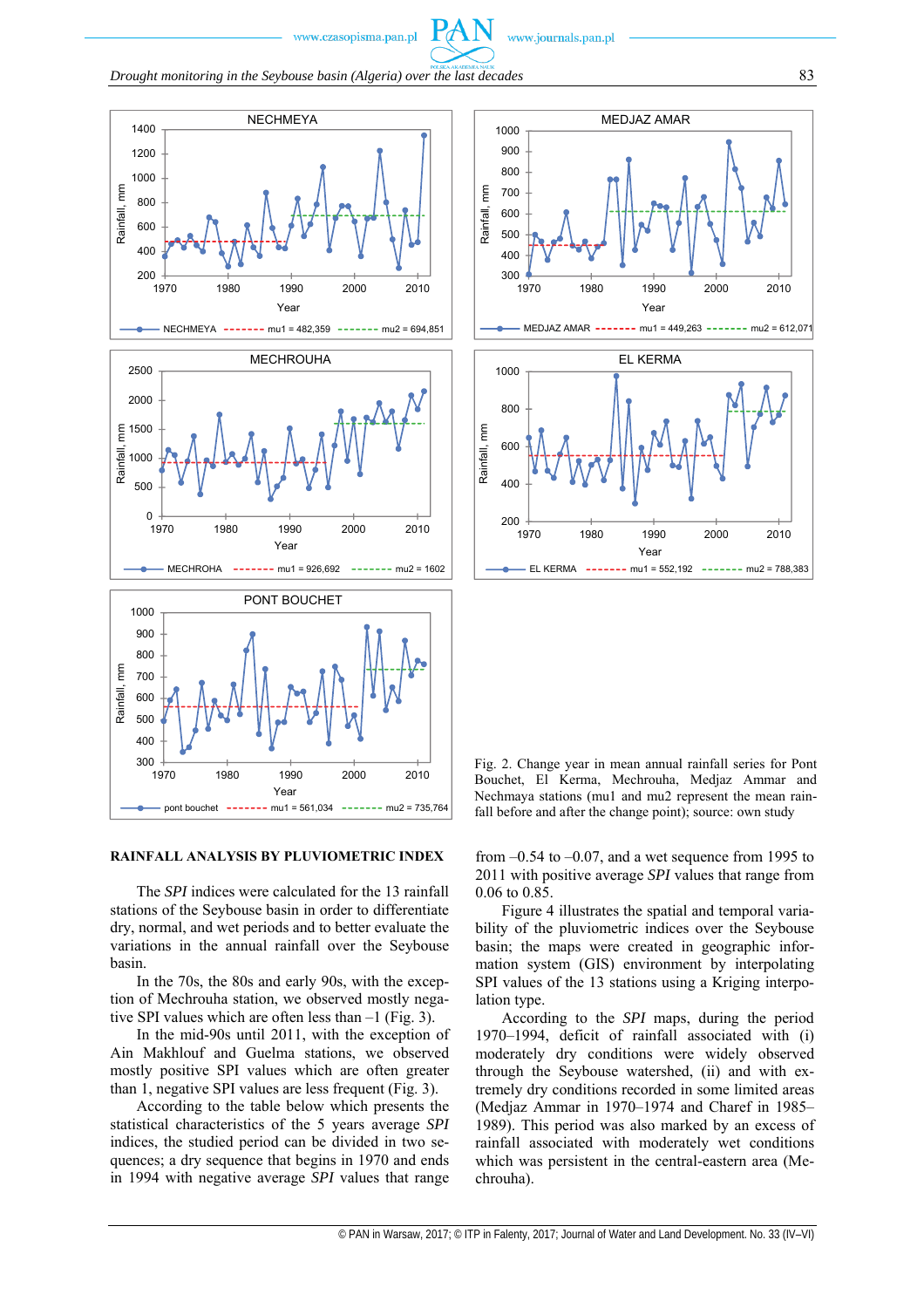Fig. 2. Change year in mean annual rainfall series for Pont Bouchet, El Kerma, Mechrouha, Medjaz Ammar and Nechmaya stations (mu1 and mu2 represent the mean rainfall before and after the change point); source: own study

## RAINFALL ANALYSIS BY PLUVIOMETRIC INDEX

The *SPI* indices were calculated for the 13 rainfall stations of the Seybouse basin in order to differentiate dry, normal, and wet periods and to better evaluate the variations in the annual rainfall over the Seybouse basin.

In the 70s, the 80s and early 90s, with the exception of Mechrouha station, we observed mostly negative SPI values which are often less than –1 (Fig. 3).

In the mid-90s until 2011, with the exception of Ain Makhlouf and Guelma stations, we observed mostly positive SPI values which are often greater than 1, negative SPI values are less frequent (Fig. 3).

According to the table below which presents the statistical characteristics of the 5 years average *SPI* indices, the studied period can be divided in two sequences; a dry sequence that begins in 1970 and ends in 1994 with negative average *SPI* values that range from –0.54 to –0.07, and a wet sequence from 1995 to 2011 with positive average *SPI* values that range from 0.06 to 0.85.

Figure 4 illustrates the spatial and temporal variability of the pluviometric indices over the Seybouse basin; the maps were created in geographic information system (GIS) environment by interpolating SPI values of the 13 stations using a Kriging interpolation type.

According to the *SPI* maps, during the period 1970–1994, deficit of rainfall associated with (i) moderately dry conditions were widely observed through the Seybouse watershed, (ii) and with extremely dry conditions recorded in some limited areas (Medjaz Ammar in 1970–1974 and Charef in 1985–1989). This period was also marked by an excess of rainfall associated with moderately wet conditions which was persistent in the central-eastern area (Mechrouha).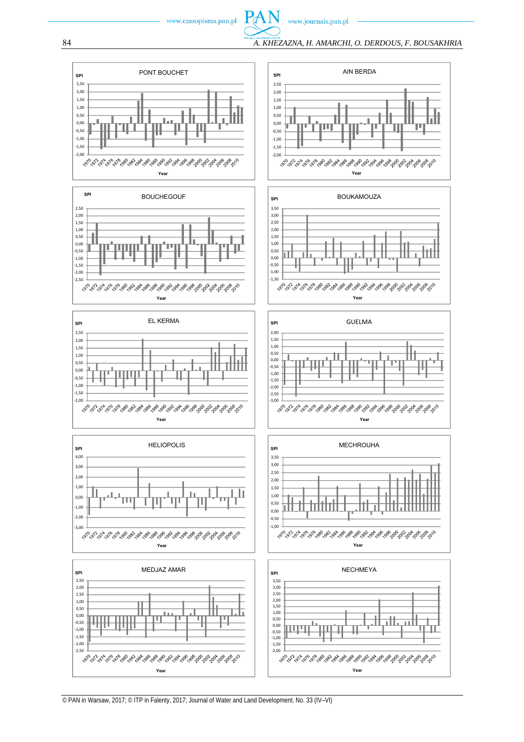PONT BOUCHET

AIN BERDA

BOUCHEGOUF

BOUKAMOUZA

EL KERMA

GUELMA

HELIOPOLIS

MECHROUHA

MEDJAZ AMAR

NECHMEYA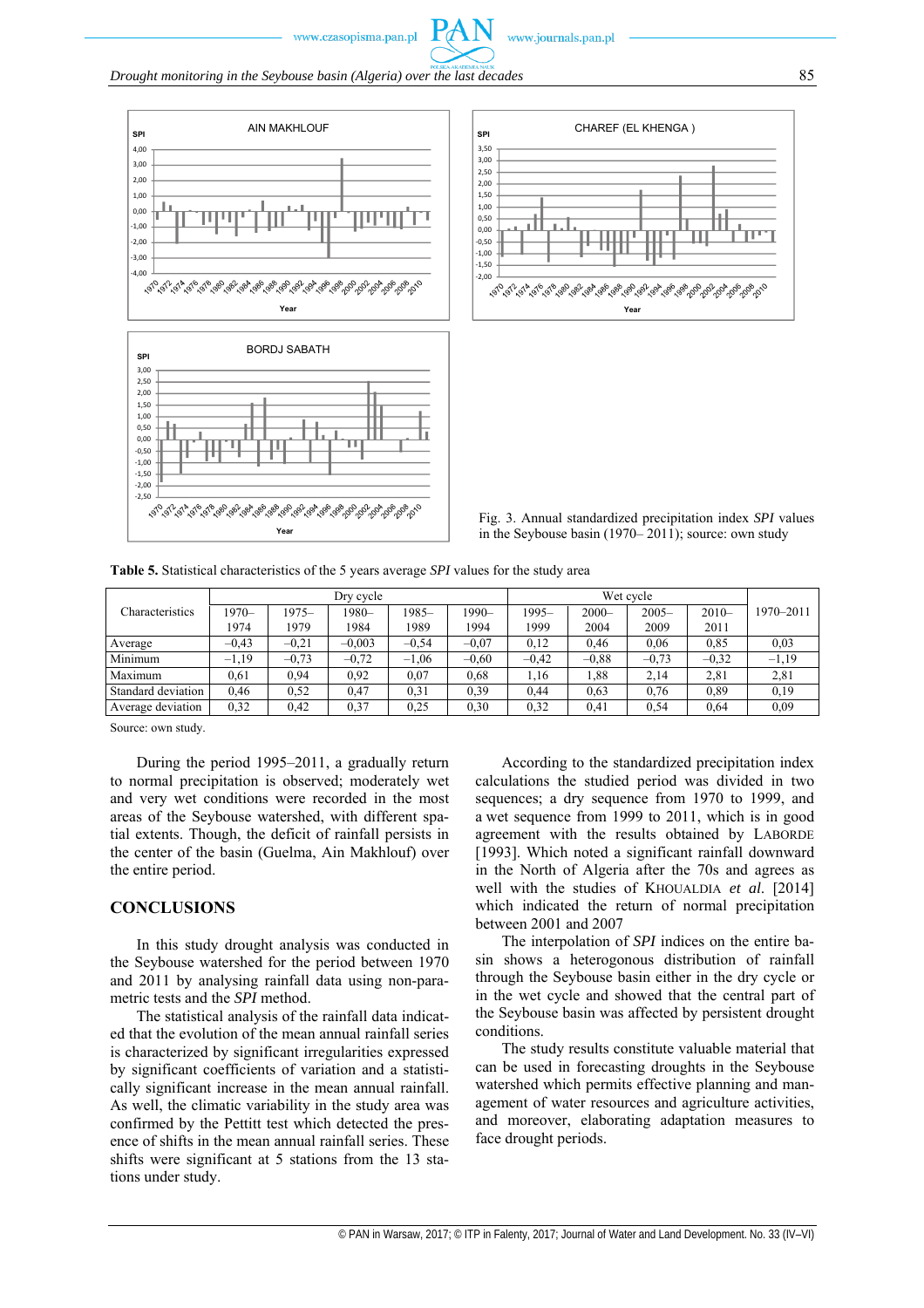Fig. 3. Annual standardized precipitation index *SPI* values in the Seybouse basin (1970– 2011); source: own study

**Table 5.** Statistical characteristics of the 5 years average *SPI* values for the study area

| Characteristics | Dry cycle | | | | | Wet cycle | | | | 1970–2011 |
|---|---|---|---|---|---|---|---|---|---|---|
| | 1970–1974 | 1975–1979 | 1980–1984 | 1985–1989 | 1990–1994 | 1995–1999 | 2000–2004 | 2005–2009 | 2010–2011 | |
| Average | –0,43 | –0,21 | –0,003 | –0,54 | –0,07 | 0,12 | 0,46 | 0,06 | 0,85 | 0,03 |
| Minimum | –1,19 | –0,73 | –0,72 | –1,06 | –0,60 | –0,42 | –0,88 | –0,73 | –0,32 | –1,19 |
| Maximum | 0,61 | 0,94 | 0,92 | 0,07 | 0,68 | 1,16 | 1,88 | 2,14 | 2,81 | 2,81 |
| Standard deviation | 0,46 | 0,52 | 0,47 | 0,31 | 0,39 | 0,44 | 0,63 | 0,76 | 0,89 | 0,19 |
| Average deviation | 0,32 | 0,42 | 0,37 | 0,25 | 0,30 | 0,32 | 0,41 | 0,54 | 0,64 | 0,09 |

Source: own study.

During the period 1995–2011, a gradually return to normal precipitation is observed; moderately wet and very wet conditions were recorded in the most areas of the Seybouse watershed, with different spatial extents. Though, the deficit of rainfall persists in the center of the basin (Guelma, Ain Makhlouf) over the entire period.

## CONCLUSIONS

In this study drought analysis was conducted in the Seybouse watershed for the period between 1970 and 2011 by analysing rainfall data using non-parametric tests and the *SPI* method.

The statistical analysis of the rainfall data indicated that the evolution of the mean annual rainfall series is characterized by significant irregularities expressed by significant coefficients of variation and a statistically significant increase in the mean annual rainfall. As well, the climatic variability in the study area was confirmed by the Pettitt test which detected the presence of shifts in the mean annual rainfall series. These shifts were significant at 5 stations from the 13 stations under study.

According to the standardized precipitation index calculations the studied period was divided in two sequences; a dry sequence from 1970 to 1999, and a wet sequence from 1999 to 2011, which is in good agreement with the results obtained by LABORDE [1993]. Which noted a significant rainfall downward in the North of Algeria after the 70s and agrees as well with the studies of KHOUALDIA *et al.* [2014] which indicated the return of normal precipitation between 2001 and 2007

The interpolation of *SPI* indices on the entire basin shows a heterogonous distribution of rainfall through the Seybouse basin either in the dry cycle or in the wet cycle and showed that the central part of the Seybouse basin was affected by persistent drought conditions.

The study results constitute valuable material that can be used in forecasting droughts in the Seybouse watershed which permits effective planning and management of water resources and agriculture activities, and moreover, elaborating adaptation measures to face drought periods.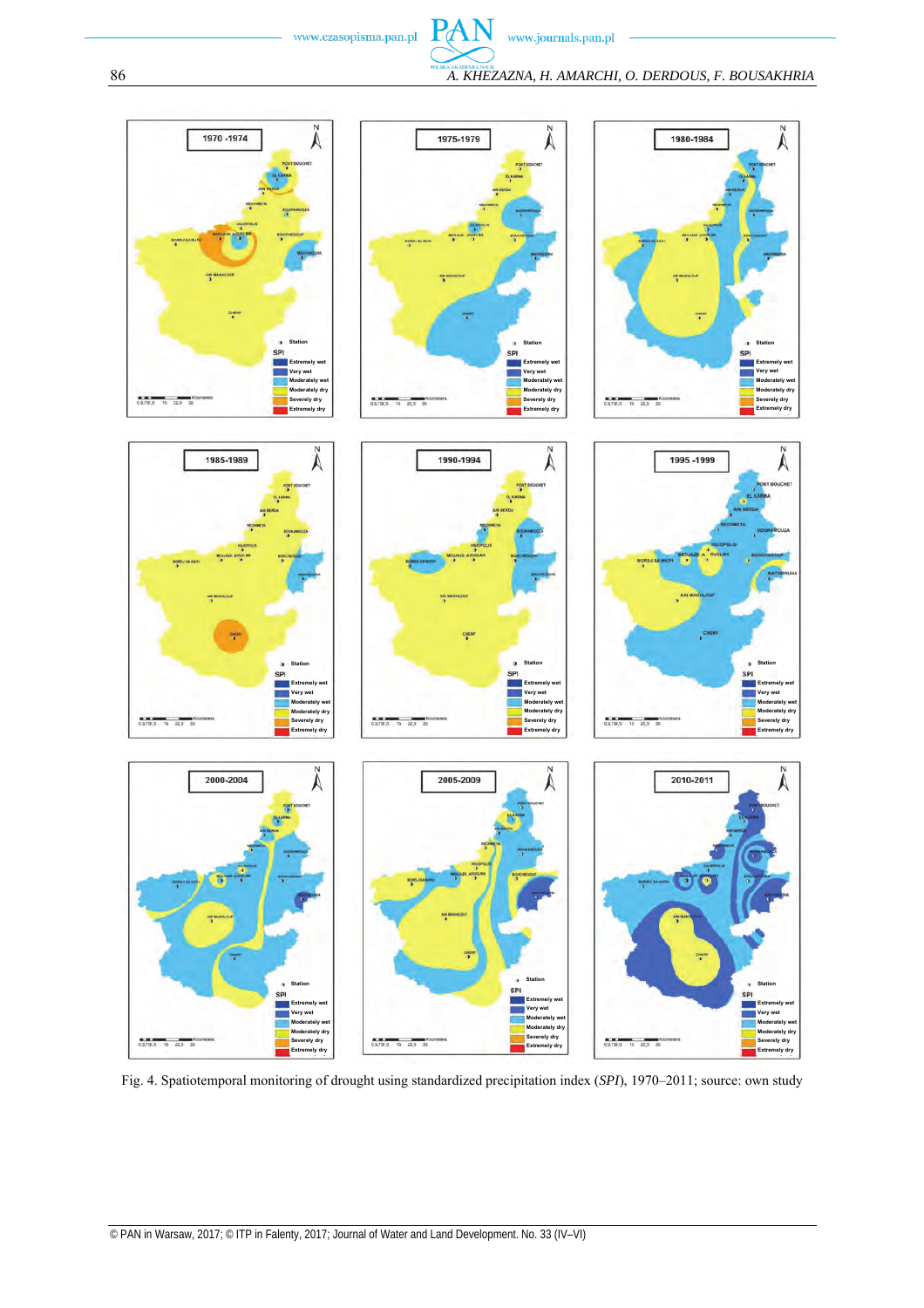Fig. 4. Spatiotemporal monitoring of drought using standardized precipitation index (*SPI*), 1970–2011; source: own study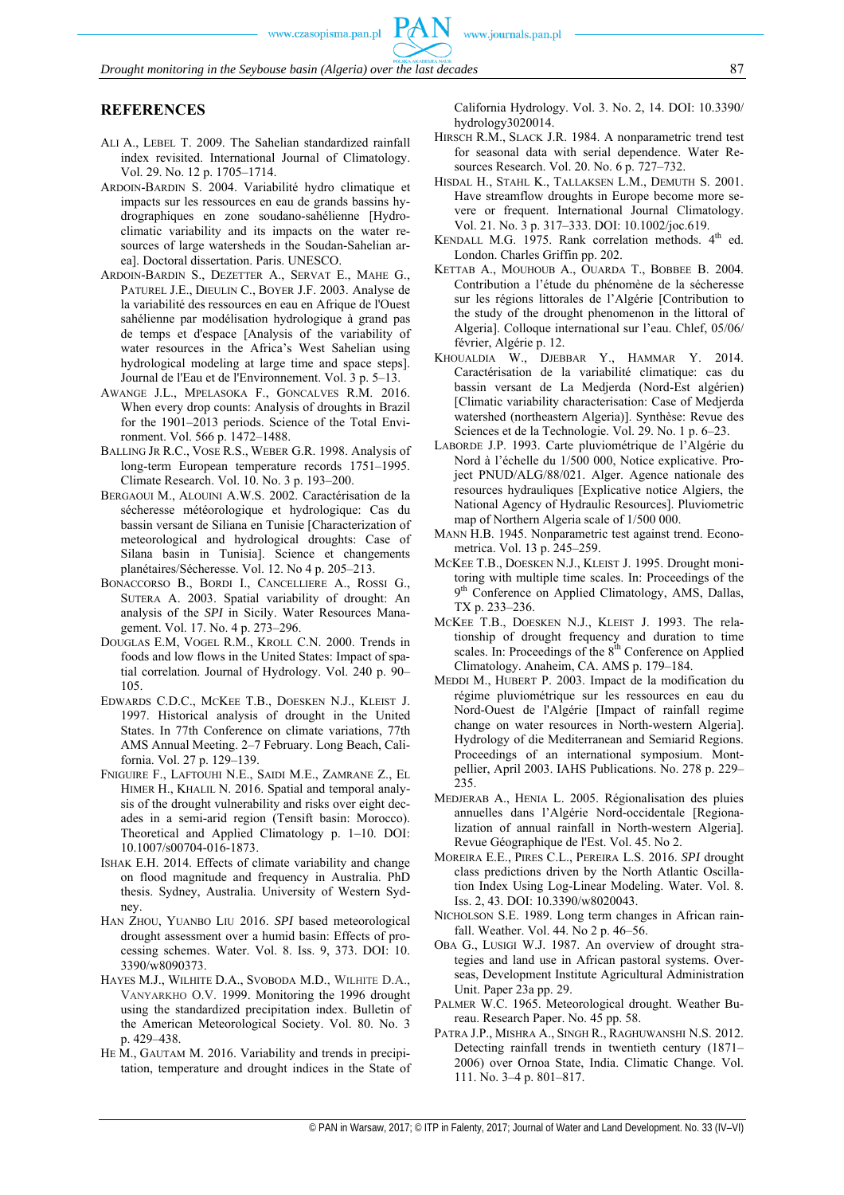## REFERENCES

ALI A., LEBEL T. 2009. The Sahelian standardized rainfall index revisited. International Journal of Climatology. Vol. 29. No. 12 p. 1705–1714.

ARDOIN-BARDIN S. 2004. Variabilité hydro climatique et impacts sur les ressources en eau de grands bassins hydrographiques en zone soudano-sahélienne [Hydro-climatic variability and its impacts on the water resources of large watersheds in the Soudan-Sahelian area]. Doctoral dissertation. Paris. UNESCO.

ARDOIN-BARDIN S., DEZETTER A., SERVAT E., MAHE G., PATUREL J.E., DIEULIN C., BOYER J.F. 2003. Analyse de la variabilité des ressources en eau en Afrique de l'Ouest sahélienne par modélisation hydrologique à grand pas de temps et d'espace [Analysis of the variability of water resources in the Africa's West Sahelian using hydrological modeling at large time and space steps]. Journal de l'Eau et de l'Environnement. Vol. 3 p. 5–13.

AWANGE J.L., MPELASOKA F., GONCALVES R.M. 2016. When every drop counts: Analysis of droughts in Brazil for the 1901–2013 periods. Science of the Total Environment. Vol. 566 p. 1472–1488.

BALLING JR R.C., VOSE R.S., WEBER G.R. 1998. Analysis of long-term European temperature records 1751–1995. Climate Research. Vol. 10. No. 3 p. 193–200.

BERGAOUI M., ALOUINI A.W.S. 2002. Caractérisation de la sécheresse météorologique et hydrologique: Cas du bassin versant de Siliana en Tunisie [Characterization of meteorological and hydrological droughts: Case of Silana basin in Tunisia]. Science et changements planétaires/Sécheresse. Vol. 12. No 4 p. 205–213.

BONACCORSO B., BORDI I., CANCELLIERE A., ROSSI G., SUTERA A. 2003. Spatial variability of drought: An analysis of the *SPI* in Sicily. Water Resources Management. Vol. 17. No. 4 p. 273–296.

DOUGLAS E.M, VOGEL R.M., KROLL C.N. 2000. Trends in foods and low flows in the United States: Impact of spatial correlation. Journal of Hydrology. Vol. 240 p. 90–105.

EDWARDS C.D.C., MCKEE T.B., DOESKEN N.J., KLEIST J. 1997. Historical analysis of drought in the United States. In 77th Conference on climate variations, 77th AMS Annual Meeting. 2–7 February. Long Beach, California. Vol. 27 p. 129–139.

FNIGUIRE F., LAFTOUHI N.E., SAIDI M.E., ZAMRANE Z., EL HIMER H., KHALIL N. 2016. Spatial and temporal analysis of the drought vulnerability and risks over eight decades in a semi-arid region (Tensift basin: Morocco). Theoretical and Applied Climatology p. 1–10. DOI: 10.1007/s00704-016-1873.

ISHAK E.H. 2014. Effects of climate variability and change on flood magnitude and frequency in Australia. PhD thesis. Sydney, Australia. University of Western Sydney.

HAN ZHOU, YUANBO LIU 2016. *SPI* based meteorological drought assessment over a humid basin: Effects of processing schemes. Water. Vol. 8. Iss. 9, 373. DOI: 10.3390/w8090373.

HAYES M.J., WILHITE D.A., SVOBODA M.D., WILHITE D.A., VANYARKHO O.V. 1999. Monitoring the 1996 drought using the standardized precipitation index. Bulletin of the American Meteorological Society. Vol. 80. No. 3 p. 429–438.

HE M., GAUTAM M. 2016. Variability and trends in precipitation, temperature and drought indices in the State of California Hydrology. Vol. 3. No. 2, 14. DOI: 10.3390/hydrology3020014.

HIRSCH R.M., SLACK J.R. 1984. A nonparametric trend test for seasonal data with serial dependence. Water Resources Research. Vol. 20. No. 6 p. 727–732.

HISDAL H., STAHL K., TALLAKSEN L.M., DEMUTH S. 2001. Have streamflow droughts in Europe become more severe or frequent. International Journal Climatology. Vol. 21. No. 3 p. 317–333. DOI: 10.1002/joc.619.

KENDALL M.G. 1975. Rank correlation methods. 4th ed. London. Charles Griffin pp. 202.

KETTAB A., MOUHOUB A., OUARDA T., BOBBEE B. 2004. Contribution a l'étude du phénomène de la sécheresse sur les régions littorales de l'Algérie [Contribution to the study of the drought phenomenon in the littoral of Algeria]. Colloque international sur l'eau. Chlef, 05/06/février, Algérie p. 12.

KHOUALDIA W., DJEBBAR Y., HAMMAR Y. 2014. Caractérisation de la variabilité climatique: cas du bassin versant de La Medjerda (Nord-Est algérien) [Climatic variability characterisation: Case of Medjerda watershed (northeastern Algeria)]. Synthèse: Revue des Sciences et de la Technologie. Vol. 29. No. 1 p. 6–23.

LABORDE J.P. 1993. Carte pluviométrique de l'Algérie du Nord à l'échelle du 1/500 000, Notice explicative. Project PNUD/ALG/88/021. Alger. Agence nationale des resources hydrauliques [Explicative notice Algiers, the National Agency of Hydraulic Resources]. Pluviometric map of Northern Algeria scale of 1/500 000.

MANN H.B. 1945. Nonparametric test against trend. Econometrica. Vol. 13 p. 245–259.

MCKEE T.B., DOESKEN N.J., KLEIST J. 1995. Drought monitoring with multiple time scales. In: Proceedings of the 9th Conference on Applied Climatology, AMS, Dallas, TX p. 233–236.

MCKEE T.B., DOESKEN N.J., KLEIST J. 1993. The relationship of drought frequency and duration to time scales. In: Proceedings of the 8th Conference on Applied Climatology. Anaheim, CA. AMS p. 179–184.

MEDDI M., HUBERT P. 2003. Impact de la modification du régime pluviométrique sur les ressources en eau du Nord-Ouest de l'Algérie [Impact of rainfall regime change on water resources in North-western Algeria]. Hydrology of die Mediterranean and Semiarid Regions. Proceedings of an international symposium. Montpellier, April 2003. IAHS Publications. No. 278 p. 229–235.

MEDJERAB A., HENIA L. 2005. Régionalisation des pluies annuelles dans l'Algérie Nord-occidentale [Regionalization of annual rainfall in North-western Algeria]. Revue Géographique de l'Est. Vol. 45. No 2.

MOREIRA E.E., PIRES C.L., PEREIRA L.S. 2016. *SPI* drought class predictions driven by the North Atlantic Oscillation Index Using Log-Linear Modeling. Water. Vol. 8. Iss. 2, 43. DOI: 10.3390/w8020043.

NICHOLSON S.E. 1989. Long term changes in African rainfall. Weather. Vol. 44. No 2 p. 46–56.

OBA G., LUSIGI W.J. 1987. An overview of drought strategies and land use in African pastoral systems. Overseas, Development Institute Agricultural Administration Unit. Paper 23a pp. 29.

PALMER W.C. 1965. Meteorological drought. Weather Bureau. Research Paper. No. 45 pp. 58.

PATRA J.P., MISHRA A., SINGH R., RAGHUWANSHI N.S. 2012. Detecting rainfall trends in twentieth century (1871–2006) over Ornoa State, India. Climatic Change. Vol. 111. No. 3–4 p. 801–817.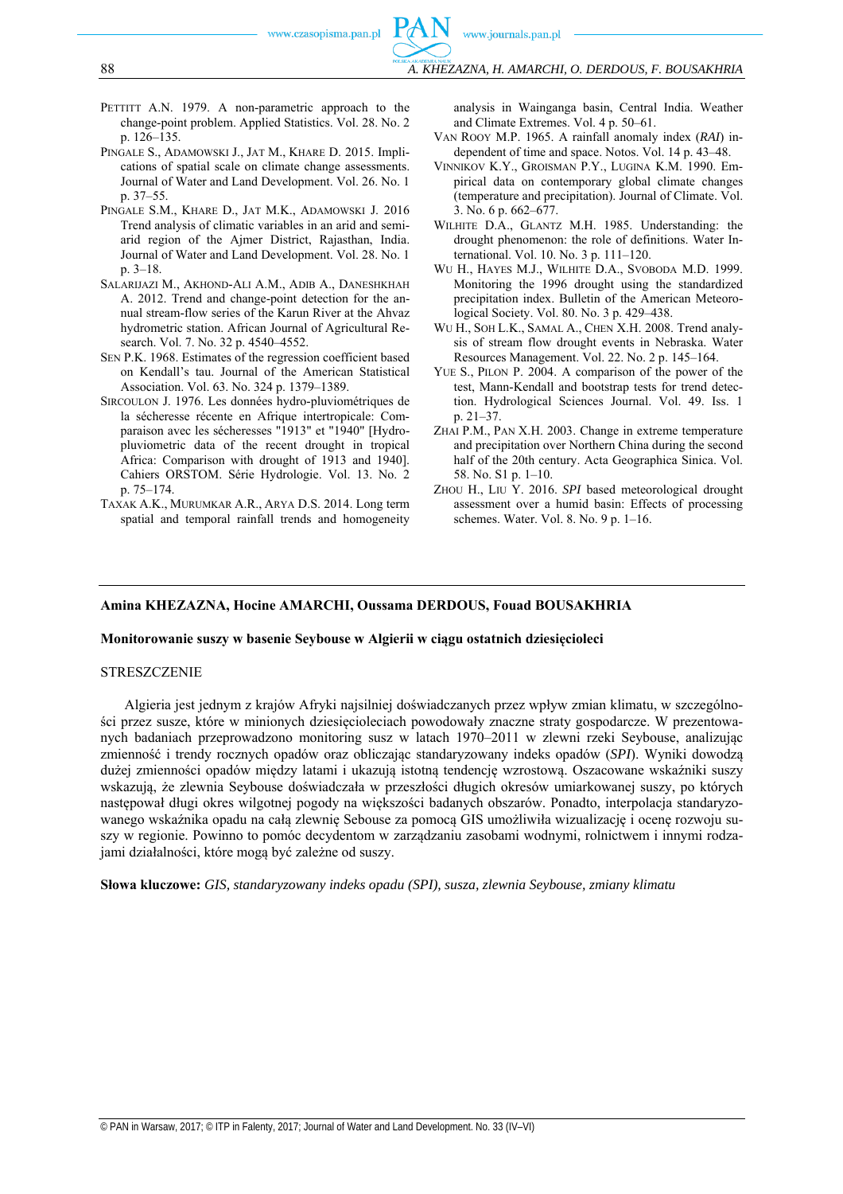PETTITT A.N. 1979. A non-parametric approach to the change-point problem. Applied Statistics. Vol. 28. No. 2 p. 126–135.

PINGALE S., ADAMOWSKI J., JAT M., KHARE D. 2015. Implications of spatial scale on climate change assessments. Journal of Water and Land Development. Vol. 26. No. 1 p. 37–55.

PINGALE S.M., KHARE D., JAT M.K., ADAMOWSKI J. 2016 Trend analysis of climatic variables in an arid and semi-arid region of the Ajmer District, Rajasthan, India. Journal of Water and Land Development. Vol. 28. No. 1 p. 3–18.

SALARIJAZI M., AKHOND-ALI A.M., ADIB A., DANESHKHAH A. 2012. Trend and change-point detection for the annual stream-flow series of the Karun River at the Ahvaz hydrometric station. African Journal of Agricultural Research. Vol. 7. No. 32 p. 4540–4552.

SEN P.K. 1968. Estimates of the regression coefficient based on Kendall's tau. Journal of the American Statistical Association. Vol. 63. No. 324 p. 1379–1389.

SIRCOULON J. 1976. Les données hydro-pluviométriques de la sécheresse récente en Afrique intertropicale: Comparaison avec les sécheresses "1913" et "1940" [Hydro-pluviometric data of the recent drought in tropical Africa: Comparison with drought of 1913 and 1940]. Cahiers ORSTOM. Série Hydrologie. Vol. 13. No. 2 p. 75–174.

TAXAK A.K., MURUMKAR A.R., ARYA D.S. 2014. Long term spatial and temporal rainfall trends and homogeneity analysis in Wainganga basin, Central India. Weather and Climate Extremes. Vol. 4 p. 50–61.

VAN ROOY M.P. 1965. A rainfall anomaly index (*RAI*) independent of time and space. Notos. Vol. 14 p. 43–48.

VINNIKOV K.Y., GROISMAN P.Y., LUGINA K.M. 1990. Empirical data on contemporary global climate changes (temperature and precipitation). Journal of Climate. Vol. 3. No. 6 p. 662–677.

WILHITE D.A., GLANTZ M.H. 1985. Understanding: the drought phenomenon: the role of definitions. Water International. Vol. 10. No. 3 p. 111–120.

WU H., HAYES M.J., WILHITE D.A., SVOBODA M.D. 1999. Monitoring the 1996 drought using the standardized precipitation index. Bulletin of the American Meteorological Society. Vol. 80. No. 3 p. 429–438.

WU H., SOH L.K., SAMAL A., CHEN X.H. 2008. Trend analysis of stream flow drought events in Nebraska. Water Resources Management. Vol. 22. No. 2 p. 145–164.

YUE S., PILON P. 2004. A comparison of the power of the test, Mann-Kendall and bootstrap tests for trend detection. Hydrological Sciences Journal. Vol. 49. Iss. 1 p. 21–37.

ZHAI P.M., PAN X.H. 2003. Change in extreme temperature and precipitation over Northern China during the second half of the 20th century. Acta Geographica Sinica. Vol. 58. No. S1 p. 1–10.

ZHOU H., LIU Y. 2016. *SPI* based meteorological drought assessment over a humid basin: Effects of processing schemes. Water. Vol. 8. No. 9 p. 1–16.

---

**Amina KHEZAZNA, Hocine AMARCHI, Oussama DERDOUS, Fouad BOUSAKHRIA**

**Monitorowanie suszy w basenie Seybouse w Algierii w ciągu ostatnich dziesięcioleci**

STRESZCZENIE

Algieria jest jednym z krajów Afryki najsilniej doświadczanych przez wpływ zmian klimatu, w szczególności przez susze, które w minionych dziesięcioleciach powodowały znaczne straty gospodarcze. W prezentowanych badaniach przeprowadzono monitoring susz w latach 1970–2011 w zlewni rzeki Seybouse, analizując zmienność i trendy rocznych opadów oraz obliczając standaryzowany indeks opadów (*SPI*). Wyniki dowodzą dużej zmienności opadów między latami i ukazują istotną tendencję wzrostową. Oszacowane wskaźniki suszy wskazują, że zlewnia Seybouse doświadczała w przeszłości długich okresów umiarkowanej suszy, po których następował długi okres wilgotnej pogody na większości badanych obszarów. Ponadto, interpolacja standaryzowanego wskaźnika opadu na całą zlewnię Sebouse za pomocą GIS umożliwiła wizualizację i ocenę rozwoju suszy w regionie. Powinno to pomóc decydentom w zarządzaniu zasobami wodnymi, rolnictwem i innymi rodzajami działalności, które mogą być zależne od suszy.

**Słowa kluczowe:** *GIS, standaryzowany indeks opadu (SPI), susza, zlewnia Seybouse, zmiany klimatu*